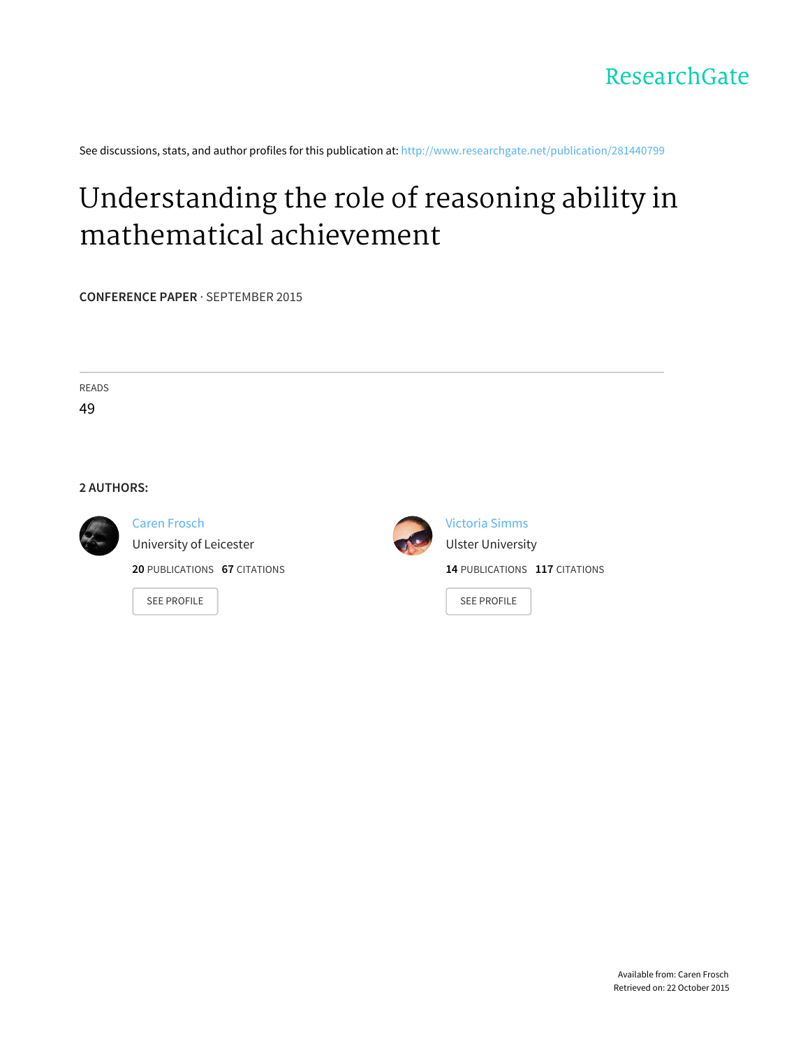ResearchGate

See discussions, stats, and author profiles for this publication at: http://www.researchgate.net/publication/281440799

# Understanding the role of reasoning ability in mathematical achievement

**CONFERENCE PAPER** · SEPTEMBER 2015

READS

49

**2 AUTHORS:**

Caren Frosch
University of Leicester
**20** PUBLICATIONS **67** CITATIONS

SEE PROFILE

Victoria Simms
Ulster University
**14** PUBLICATIONS **117** CITATIONS

SEE PROFILE

Available from: Caren Frosch
Retrieved on: 22 October 2015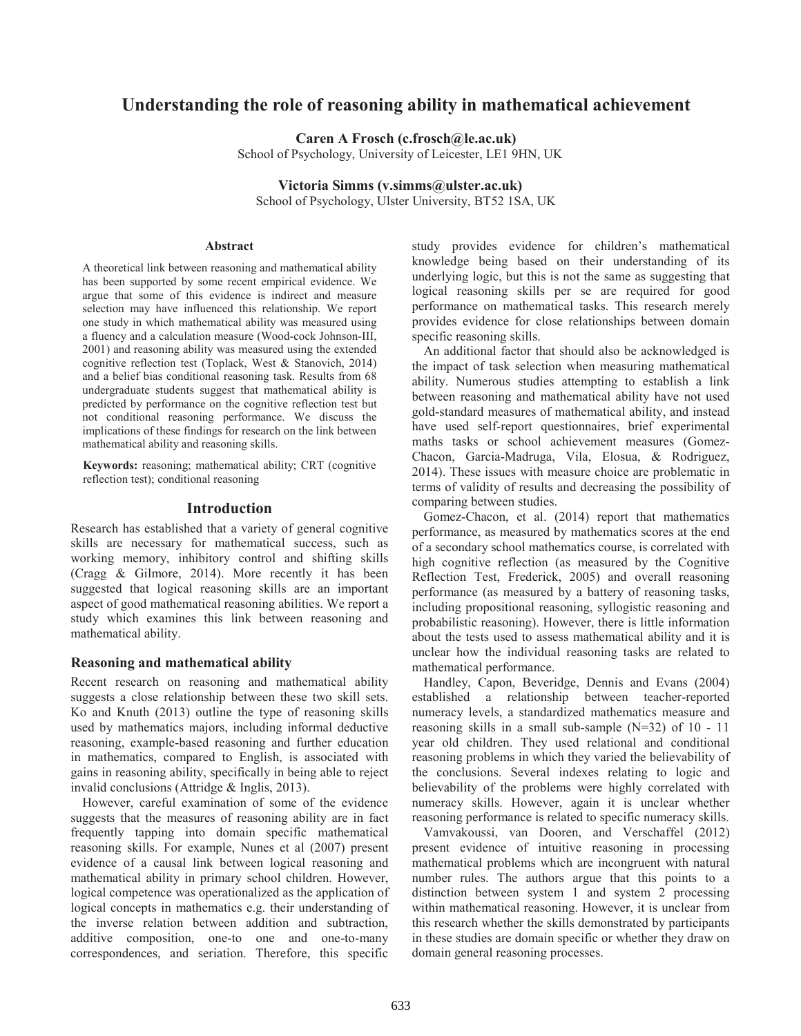# Understanding the role of reasoning ability in mathematical achievement

**Caren A Frosch (c.frosch@le.ac.uk)**
School of Psychology, University of Leicester, LE1 9HN, UK

**Victoria Simms (v.simms@ulster.ac.uk)**
School of Psychology, Ulster University, BT52 1SA, UK

#### Abstract

A theoretical link between reasoning and mathematical ability has been supported by some recent empirical evidence. We argue that some of this evidence is indirect and measure selection may have influenced this relationship. We report one study in which mathematical ability was measured using a fluency and a calculation measure (Wood-cock Johnson-III, 2001) and reasoning ability was measured using the extended cognitive reflection test (Toplack, West & Stanovich, 2014) and a belief bias conditional reasoning task. Results from 68 undergraduate students suggest that mathematical ability is predicted by performance on the cognitive reflection test but not conditional reasoning performance. We discuss the implications of these findings for research on the link between mathematical ability and reasoning skills.

**Keywords:** reasoning; mathematical ability; CRT (cognitive reflection test); conditional reasoning

## Introduction

Research has established that a variety of general cognitive skills are necessary for mathematical success, such as working memory, inhibitory control and shifting skills (Cragg & Gilmore, 2014). More recently it has been suggested that logical reasoning skills are an important aspect of good mathematical reasoning abilities. We report a study which examines this link between reasoning and mathematical ability.

### Reasoning and mathematical ability

Recent research on reasoning and mathematical ability suggests a close relationship between these two skill sets. Ko and Knuth (2013) outline the type of reasoning skills used by mathematics majors, including informal deductive reasoning, example-based reasoning and further education in mathematics, compared to English, is associated with gains in reasoning ability, specifically in being able to reject invalid conclusions (Attridge & Inglis, 2013).

However, careful examination of some of the evidence suggests that the measures of reasoning ability are in fact frequently tapping into domain specific mathematical reasoning skills. For example, Nunes et al (2007) present evidence of a causal link between logical reasoning and mathematical ability in primary school children. However, logical competence was operationalized as the application of logical concepts in mathematics e.g. their understanding of the inverse relation between addition and subtraction, additive composition, one-to one and one-to-many correspondences, and seriation. Therefore, this specific study provides evidence for children's mathematical knowledge being based on their understanding of its underlying logic, but this is not the same as suggesting that logical reasoning skills per se are required for good performance on mathematical tasks. This research merely provides evidence for close relationships between domain specific reasoning skills.

An additional factor that should also be acknowledged is the impact of task selection when measuring mathematical ability. Numerous studies attempting to establish a link between reasoning and mathematical ability have not used gold-standard measures of mathematical ability, and instead have used self-report questionnaires, brief experimental maths tasks or school achievement measures (Gomez-Chacon, Garcia-Madruga, Vila, Elosua, & Rodriguez, 2014). These issues with measure choice are problematic in terms of validity of results and decreasing the possibility of comparing between studies.

Gomez-Chacon, et al. (2014) report that mathematics performance, as measured by mathematics scores at the end of a secondary school mathematics course, is correlated with high cognitive reflection (as measured by the Cognitive Reflection Test, Frederick, 2005) and overall reasoning performance (as measured by a battery of reasoning tasks, including propositional reasoning, syllogistic reasoning and probabilistic reasoning). However, there is little information about the tests used to assess mathematical ability and it is unclear how the individual reasoning tasks are related to mathematical performance.

Handley, Capon, Beveridge, Dennis and Evans (2004) established a relationship between teacher-reported numeracy levels, a standardized mathematics measure and reasoning skills in a small sub-sample (N=32) of 10 - 11 year old children. They used relational and conditional reasoning problems in which they varied the believability of the conclusions. Several indexes relating to logic and believability of the problems were highly correlated with numeracy skills. However, again it is unclear whether reasoning performance is related to specific numeracy skills.

Vamvakoussi, van Dooren, and Verschaffel (2012) present evidence of intuitive reasoning in processing mathematical problems which are incongruent with natural number rules. The authors argue that this points to a distinction between system 1 and system 2 processing within mathematical reasoning. However, it is unclear from this research whether the skills demonstrated by participants in these studies are domain specific or whether they draw on domain general reasoning processes.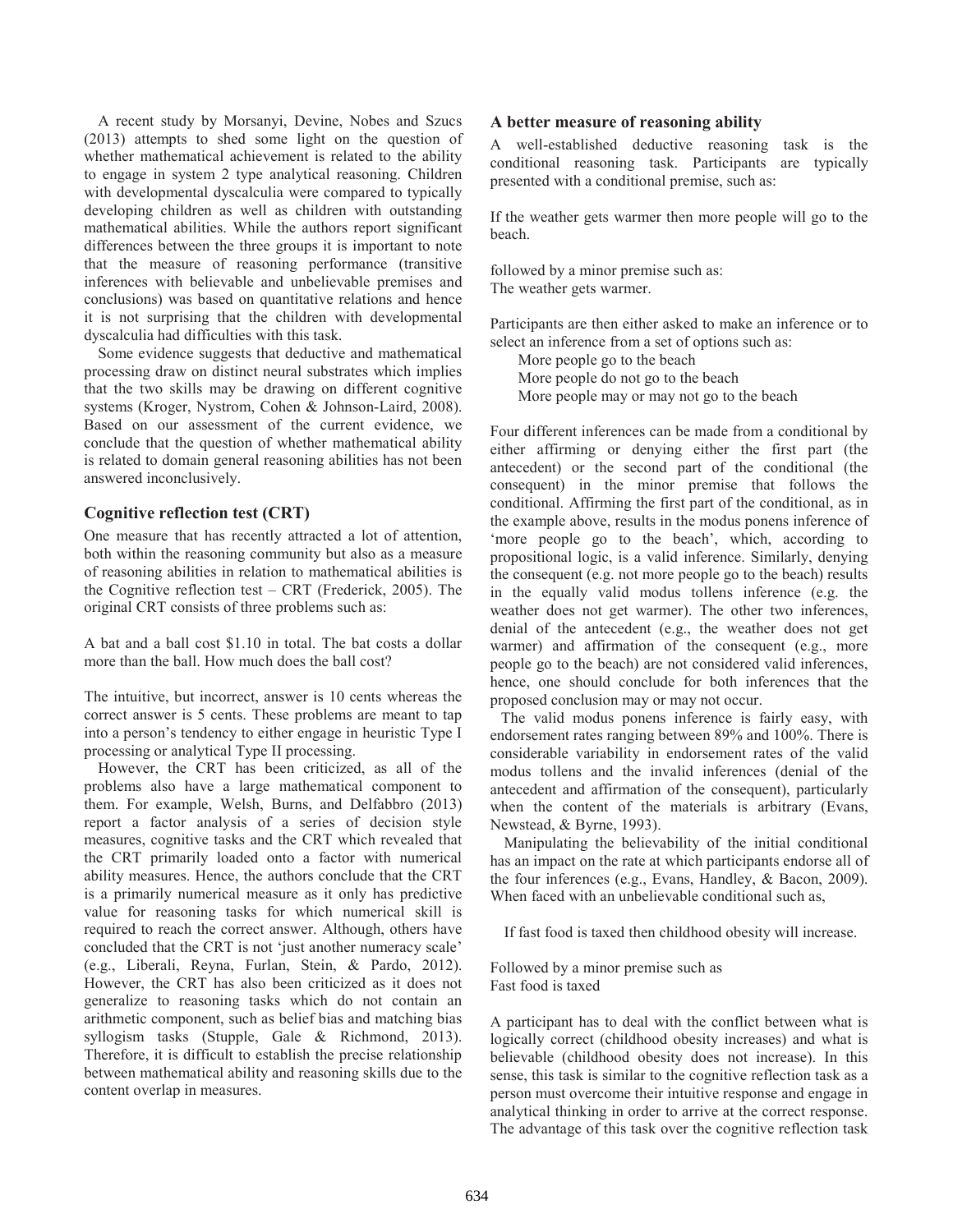A recent study by Morsanyi, Devine, Nobes and Szucs (2013) attempts to shed some light on the question of whether mathematical achievement is related to the ability to engage in system 2 type analytical reasoning. Children with developmental dyscalculia were compared to typically developing children as well as children with outstanding mathematical abilities. While the authors report significant differences between the three groups it is important to note that the measure of reasoning performance (transitive inferences with believable and unbelievable premises and conclusions) was based on quantitative relations and hence it is not surprising that the children with developmental dyscalculia had difficulties with this task.

Some evidence suggests that deductive and mathematical processing draw on distinct neural substrates which implies that the two skills may be drawing on different cognitive systems (Kroger, Nystrom, Cohen & Johnson-Laird, 2008). Based on our assessment of the current evidence, we conclude that the question of whether mathematical ability is related to domain general reasoning abilities has not been answered inconclusively.

## Cognitive reflection test (CRT)

One measure that has recently attracted a lot of attention, both within the reasoning community but also as a measure of reasoning abilities in relation to mathematical abilities is the Cognitive reflection test – CRT (Frederick, 2005). The original CRT consists of three problems such as:

A bat and a ball cost $1.10 in total. The bat costs a dollar more than the ball. How much does the ball cost?

The intuitive, but incorrect, answer is 10 cents whereas the correct answer is 5 cents. These problems are meant to tap into a person's tendency to either engage in heuristic Type I processing or analytical Type II processing.

However, the CRT has been criticized, as all of the problems also have a large mathematical component to them. For example, Welsh, Burns, and Delfabbro (2013) report a factor analysis of a series of decision style measures, cognitive tasks and the CRT which revealed that the CRT primarily loaded onto a factor with numerical ability measures. Hence, the authors conclude that the CRT is a primarily numerical measure as it only has predictive value for reasoning tasks for which numerical skill is required to reach the correct answer. Although, others have concluded that the CRT is not 'just another numeracy scale' (e.g., Liberali, Reyna, Furlan, Stein, & Pardo, 2012). However, the CRT has also been criticized as it does not generalize to reasoning tasks which do not contain an arithmetic component, such as belief bias and matching bias syllogism tasks (Stupple, Gale & Richmond, 2013). Therefore, it is difficult to establish the precise relationship between mathematical ability and reasoning skills due to the content overlap in measures.

## A better measure of reasoning ability

A well-established deductive reasoning task is the conditional reasoning task. Participants are typically presented with a conditional premise, such as:

If the weather gets warmer then more people will go to the beach.

followed by a minor premise such as:
The weather gets warmer.

Participants are then either asked to make an inference or to select an inference from a set of options such as:

More people go to the beach
More people do not go to the beach
More people may or may not go to the beach

Four different inferences can be made from a conditional by either affirming or denying either the first part (the antecedent) or the second part of the conditional (the consequent) in the minor premise that follows the conditional. Affirming the first part of the conditional, as in the example above, results in the modus ponens inference of 'more people go to the beach', which, according to propositional logic, is a valid inference. Similarly, denying the consequent (e.g. not more people go to the beach) results in the equally valid modus tollens inference (e.g. the weather does not get warmer). The other two inferences, denial of the antecedent (e.g., the weather does not get warmer) and affirmation of the consequent (e.g., more people go to the beach) are not considered valid inferences, hence, one should conclude for both inferences that the proposed conclusion may or may not occur.

The valid modus ponens inference is fairly easy, with endorsement rates ranging between 89% and 100%. There is considerable variability in endorsement rates of the valid modus tollens and the invalid inferences (denial of the antecedent and affirmation of the consequent), particularly when the content of the materials is arbitrary (Evans, Newstead, & Byrne, 1993).

Manipulating the believability of the initial conditional has an impact on the rate at which participants endorse all of the four inferences (e.g., Evans, Handley, & Bacon, 2009). When faced with an unbelievable conditional such as,

If fast food is taxed then childhood obesity will increase.

Followed by a minor premise such as
Fast food is taxed

A participant has to deal with the conflict between what is logically correct (childhood obesity increases) and what is believable (childhood obesity does not increase). In this sense, this task is similar to the cognitive reflection task as a person must overcome their intuitive response and engage in analytical thinking in order to arrive at the correct response. The advantage of this task over the cognitive reflection task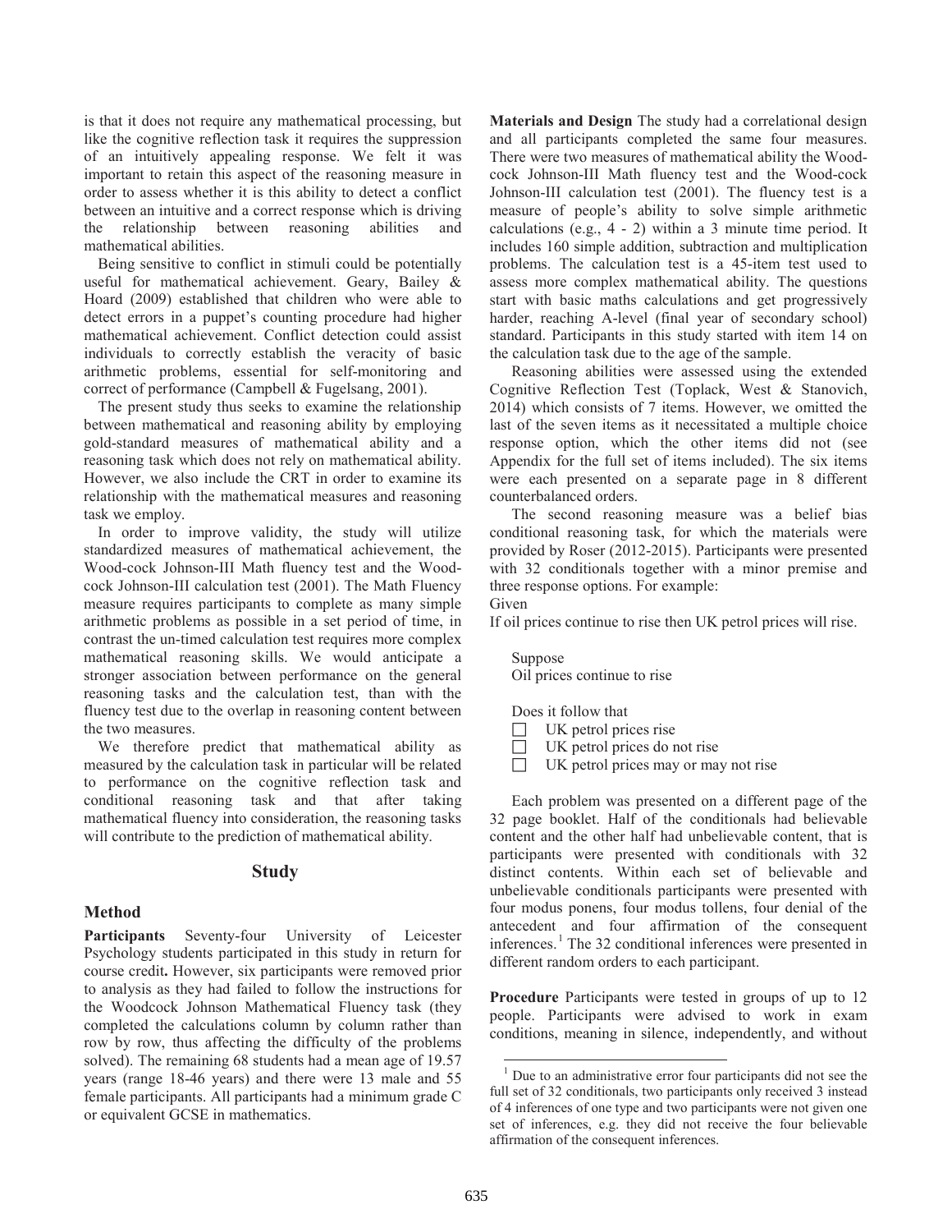is that it does not require any mathematical processing, but like the cognitive reflection task it requires the suppression of an intuitively appealing response. We felt it was important to retain this aspect of the reasoning measure in order to assess whether it is this ability to detect a conflict between an intuitive and a correct response which is driving the relationship between reasoning abilities and mathematical abilities.

Being sensitive to conflict in stimuli could be potentially useful for mathematical achievement. Geary, Bailey & Hoard (2009) established that children who were able to detect errors in a puppet's counting procedure had higher mathematical achievement. Conflict detection could assist individuals to correctly establish the veracity of basic arithmetic problems, essential for self-monitoring and correct of performance (Campbell & Fugelsang, 2001).

The present study thus seeks to examine the relationship between mathematical and reasoning ability by employing gold-standard measures of mathematical ability and a reasoning task which does not rely on mathematical ability. However, we also include the CRT in order to examine its relationship with the mathematical measures and reasoning task we employ.

In order to improve validity, the study will utilize standardized measures of mathematical achievement, the Wood-cock Johnson-III Math fluency test and the Wood-cock Johnson-III calculation test (2001). The Math Fluency measure requires participants to complete as many simple arithmetic problems as possible in a set period of time, in contrast the un-timed calculation test requires more complex mathematical reasoning skills. We would anticipate a stronger association between performance on the general reasoning tasks and the calculation test, than with the fluency test due to the overlap in reasoning content between the two measures.

We therefore predict that mathematical ability as measured by the calculation task in particular will be related to performance on the cognitive reflection task and conditional reasoning task and that after taking mathematical fluency into consideration, the reasoning tasks will contribute to the prediction of mathematical ability.

## Study

### Method

**Participants** Seventy-four University of Leicester Psychology students participated in this study in return for course credit**.** However, six participants were removed prior to analysis as they had failed to follow the instructions for the Woodcock Johnson Mathematical Fluency task (they completed the calculations column by column rather than row by row, thus affecting the difficulty of the problems solved). The remaining 68 students had a mean age of 19.57 years (range 18-46 years) and there were 13 male and 55 female participants. All participants had a minimum grade C or equivalent GCSE in mathematics.

**Materials and Design** The study had a correlational design and all participants completed the same four measures. There were two measures of mathematical ability the Wood-cock Johnson-III Math fluency test and the Wood-cock Johnson-III calculation test (2001). The fluency test is a measure of people's ability to solve simple arithmetic calculations (e.g., 4 - 2) within a 3 minute time period. It includes 160 simple addition, subtraction and multiplication problems. The calculation test is a 45-item test used to assess more complex mathematical ability. The questions start with basic maths calculations and get progressively harder, reaching A-level (final year of secondary school) standard. Participants in this study started with item 14 on the calculation task due to the age of the sample.

Reasoning abilities were assessed using the extended Cognitive Reflection Test (Toplack, West & Stanovich, 2014) which consists of 7 items. However, we omitted the last of the seven items as it necessitated a multiple choice response option, which the other items did not (see Appendix for the full set of items included). The six items were each presented on a separate page in 8 different counterbalanced orders.

The second reasoning measure was a belief bias conditional reasoning task, for which the materials were provided by Roser (2012-2015). Participants were presented with 32 conditionals together with a minor premise and three response options. For example:

Given

If oil prices continue to rise then UK petrol prices will rise.

Suppose
Oil prices continue to rise

Does it follow that

- ☐ UK petrol prices rise
- ☐ UK petrol prices do not rise
- ☐ UK petrol prices may or may not rise

Each problem was presented on a different page of the 32 page booklet. Half of the conditionals had believable content and the other half had unbelievable content, that is participants were presented with conditionals with 32 distinct contents. Within each set of believable and unbelievable conditionals participants were presented with four modus ponens, four modus tollens, four denial of the antecedent and four affirmation of the consequent inferences.[1] The 32 conditional inferences were presented in different random orders to each participant.

**Procedure** Participants were tested in groups of up to 12 people. Participants were advised to work in exam conditions, meaning in silence, independently, and without

[1] Due to an administrative error four participants did not see the full set of 32 conditionals, two participants only received 3 instead of 4 inferences of one type and two participants were not given one set of inferences, e.g. they did not receive the four believable affirmation of the consequent inferences.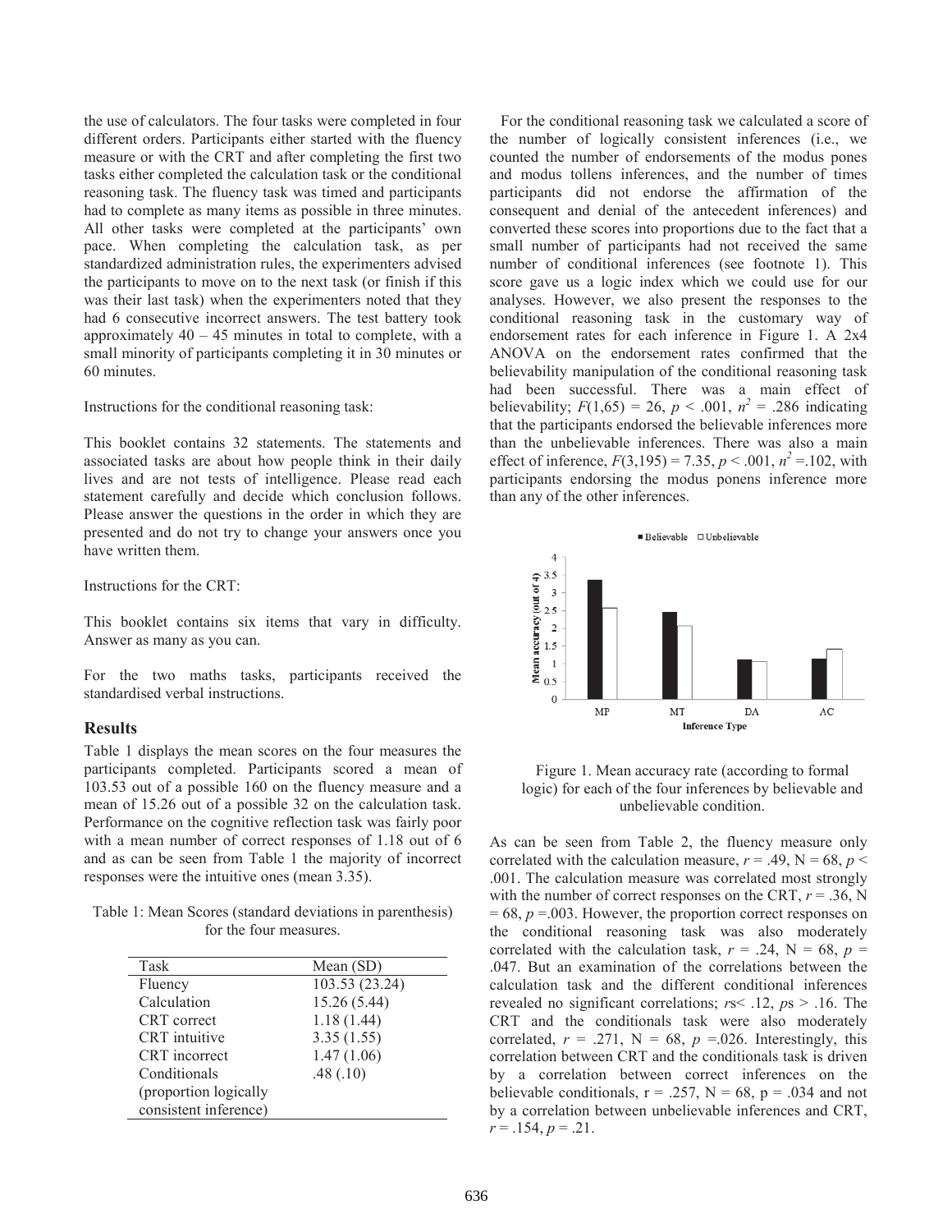the use of calculators. The four tasks were completed in four different orders. Participants either started with the fluency measure or with the CRT and after completing the first two tasks either completed the calculation task or the conditional reasoning task. The fluency task was timed and participants had to complete as many items as possible in three minutes. All other tasks were completed at the participants' own pace. When completing the calculation task, as per standardized administration rules, the experimenters advised the participants to move on to the next task (or finish if this was their last task) when the experimenters noted that they had 6 consecutive incorrect answers. The test battery took approximately 40 – 45 minutes in total to complete, with a small minority of participants completing it in 30 minutes or 60 minutes.

Instructions for the conditional reasoning task:

This booklet contains 32 statements. The statements and associated tasks are about how people think in their daily lives and are not tests of intelligence. Please read each statement carefully and decide which conclusion follows. Please answer the questions in the order in which they are presented and do not try to change your answers once you have written them.

Instructions for the CRT:

This booklet contains six items that vary in difficulty. Answer as many as you can.

For the two maths tasks, participants received the standardised verbal instructions.

## Results

Table 1 displays the mean scores on the four measures the participants completed. Participants scored a mean of 103.53 out of a possible 160 on the fluency measure and a mean of 15.26 out of a possible 32 on the calculation task. Performance on the cognitive reflection task was fairly poor with a mean number of correct responses of 1.18 out of 6 and as can be seen from Table 1 the majority of incorrect responses were the intuitive ones (mean 3.35).

Table 1: Mean Scores (standard deviations in parenthesis) for the four measures.

| Task | Mean (SD) |
|---|---|
| Fluency | 103.53 (23.24) |
| Calculation | 15.26 (5.44) |
| CRT correct | 1.18 (1.44) |
| CRT intuitive | 3.35 (1.55) |
| CRT incorrect | 1.47 (1.06) |
| Conditionals (proportion logically consistent inference) | .48 (.10) |

For the conditional reasoning task we calculated a score of the number of logically consistent inferences (i.e., we counted the number of endorsements of the modus pones and modus tollens inferences, and the number of times participants did not endorse the affirmation of the consequent and denial of the antecedent inferences) and converted these scores into proportions due to the fact that a small number of participants had not received the same number of conditional inferences (see footnote 1). This score gave us a logic index which we could use for our analyses. However, we also present the responses to the conditional reasoning task in the customary way of endorsement rates for each inference in Figure 1. A 2x4 ANOVA on the endorsement rates confirmed that the believability manipulation of the conditional reasoning task had been successful. There was a main effect of believability; $F(1,65) = 26$, $p < .001$, $n^2 = .286$ indicating that the participants endorsed the believable inferences more than the unbelievable inferences. There was also a main effect of inference, $F(3,195) = 7.35$, $p < .001$, $n^2 = .102$, with participants endorsing the modus ponens inference more than any of the other inferences.

Figure 1. Mean accuracy rate (according to formal logic) for each of the four inferences by believable and unbelievable condition.

As can be seen from Table 2, the fluency measure only correlated with the calculation measure, $r = .49$, N = 68, $p < .001$. The calculation measure was correlated most strongly with the number of correct responses on the CRT, $r = .36$, N = 68, $p = .003$. However, the proportion correct responses on the conditional reasoning task was also moderately correlated with the calculation task, $r = .24$, N = 68, $p = .047$. But an examination of the correlations between the calculation task and the different conditional inferences revealed no significant correlations; $r$s< .12, $p$s > .16. The CRT and the conditionals task were also moderately correlated, $r = .271$, N = 68, $p = .026$. Interestingly, this correlation between CRT and the conditionals task is driven by a correlation between correct inferences on the believable conditionals, r = .257, N = 68, p = .034 and not by a correlation between unbelievable inferences and CRT, $r = .154$, $p = .21$.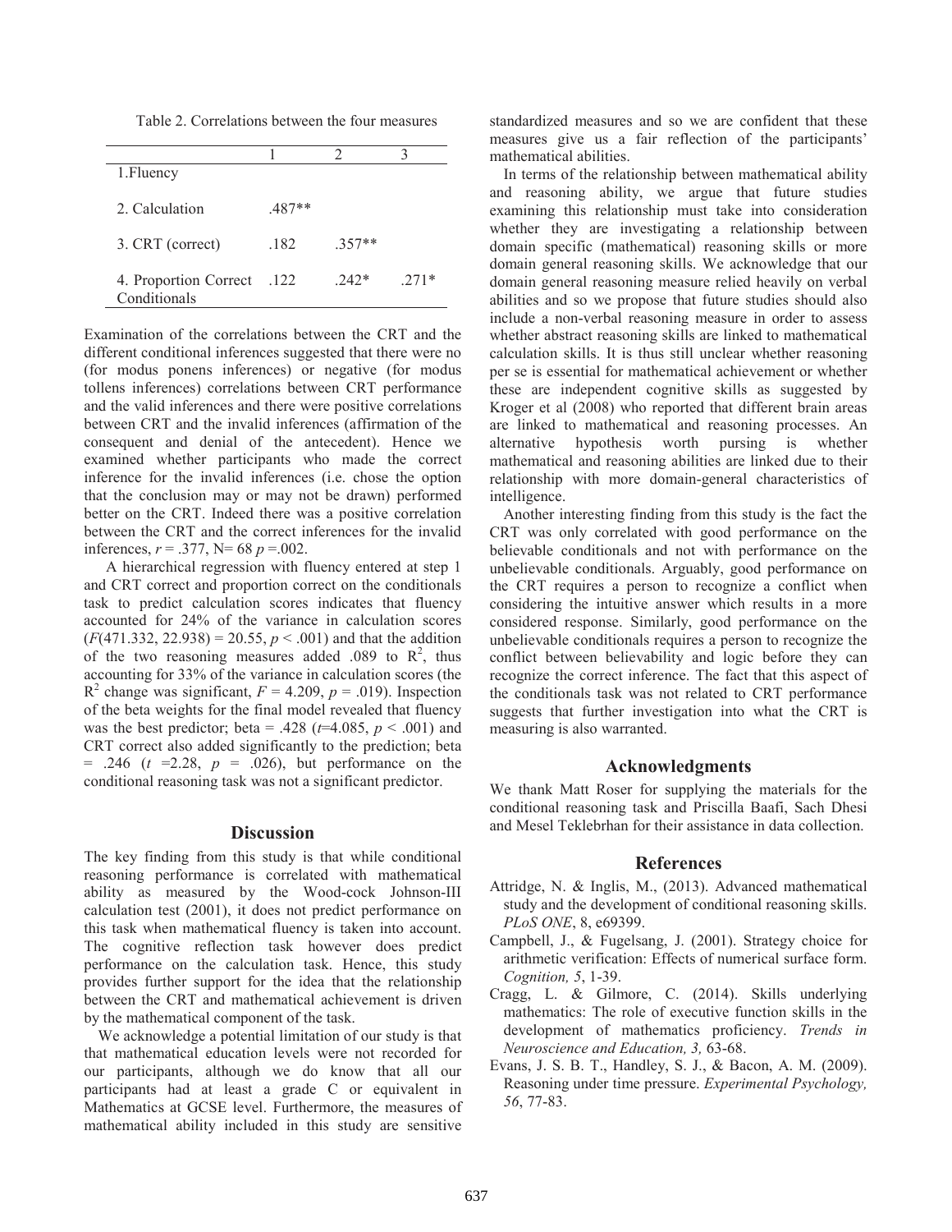Table 2. Correlations between the four measures

| | 1 | 2 | 3 |
|---|---|---|---|
| 1.Fluency | | | |
| 2. Calculation | .487** | | |
| 3. CRT (correct) | .182 | .357** | |
| 4. Proportion Correct Conditionals | .122 | .242* | .271* |

Examination of the correlations between the CRT and the different conditional inferences suggested that there were no (for modus ponens inferences) or negative (for modus tollens inferences) correlations between CRT performance and the valid inferences and there were positive correlations between CRT and the invalid inferences (affirmation of the consequent and denial of the antecedent). Hence we examined whether participants who made the correct inference for the invalid inferences (i.e. chose the option that the conclusion may or may not be drawn) performed better on the CRT. Indeed there was a positive correlation between the CRT and the correct inferences for the invalid inferences, $r = .377$, N= 68 $p = .002$.

A hierarchical regression with fluency entered at step 1 and CRT correct and proportion correct on the conditionals task to predict calculation scores indicates that fluency accounted for 24% of the variance in calculation scores ($F(471.332, 22.938) = 20.55$, $p < .001$) and that the addition of the two reasoning measures added .089 to $R^2$, thus accounting for 33% of the variance in calculation scores (the $R^2$ change was significant, $F = 4.209$, $p = .019$). Inspection of the beta weights for the final model revealed that fluency was the best predictor; beta = .428 ($t$=4.085, $p < .001$) and CRT correct also added significantly to the prediction; beta = .246 ($t$ =2.28, $p$ = .026), but performance on the conditional reasoning task was not a significant predictor.

## Discussion

The key finding from this study is that while conditional reasoning performance is correlated with mathematical ability as measured by the Wood-cock Johnson-III calculation test (2001), it does not predict performance on this task when mathematical fluency is taken into account. The cognitive reflection task however does predict performance on the calculation task. Hence, this study provides further support for the idea that the relationship between the CRT and mathematical achievement is driven by the mathematical component of the task.

We acknowledge a potential limitation of our study is that that mathematical education levels were not recorded for our participants, although we do know that all our participants had at least a grade C or equivalent in Mathematics at GCSE level. Furthermore, the measures of mathematical ability included in this study are sensitive standardized measures and so we are confident that these measures give us a fair reflection of the participants' mathematical abilities.

In terms of the relationship between mathematical ability and reasoning ability, we argue that future studies examining this relationship must take into consideration whether they are investigating a relationship between domain specific (mathematical) reasoning skills or more domain general reasoning skills. We acknowledge that our domain general reasoning measure relied heavily on verbal abilities and so we propose that future studies should also include a non-verbal reasoning measure in order to assess whether abstract reasoning skills are linked to mathematical calculation skills. It is thus still unclear whether reasoning per se is essential for mathematical achievement or whether these are independent cognitive skills as suggested by Kroger et al (2008) who reported that different brain areas are linked to mathematical and reasoning processes. An alternative hypothesis worth pursing is whether mathematical and reasoning abilities are linked due to their relationship with more domain-general characteristics of intelligence.

Another interesting finding from this study is the fact the CRT was only correlated with good performance on the believable conditionals and not with performance on the unbelievable conditionals. Arguably, good performance on the CRT requires a person to recognize a conflict when considering the intuitive answer which results in a more considered response. Similarly, good performance on the unbelievable conditionals requires a person to recognize the conflict between believability and logic before they can recognize the correct inference. The fact that this aspect of the conditionals task was not related to CRT performance suggests that further investigation into what the CRT is measuring is also warranted.

## Acknowledgments

We thank Matt Roser for supplying the materials for the conditional reasoning task and Priscilla Baafi, Sach Dhesi and Mesel Teklebrhan for their assistance in data collection.

## References

Attridge, N. & Inglis, M., (2013). Advanced mathematical study and the development of conditional reasoning skills. *PLoS ONE*, 8, e69399.

Campbell, J., & Fugelsang, J. (2001). Strategy choice for arithmetic verification: Effects of numerical surface form. *Cognition, 5*, 1-39.

Cragg, L. & Gilmore, C. (2014). Skills underlying mathematics: The role of executive function skills in the development of mathematics proficiency. *Trends in Neuroscience and Education, 3,* 63-68.

Evans, J. S. B. T., Handley, S. J., & Bacon, A. M. (2009). Reasoning under time pressure. *Experimental Psychology, 56*, 77-83.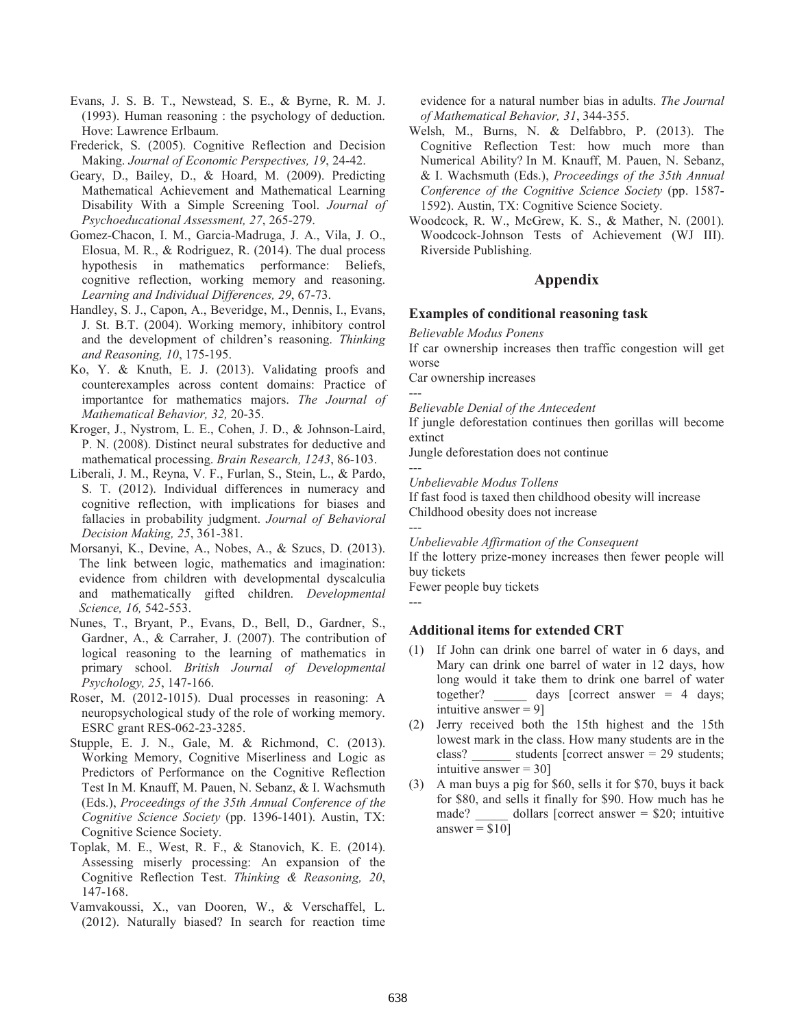Evans, J. S. B. T., Newstead, S. E., & Byrne, R. M. J. (1993). Human reasoning : the psychology of deduction. Hove: Lawrence Erlbaum.

Frederick, S. (2005). Cognitive Reflection and Decision Making. *Journal of Economic Perspectives, 19*, 24-42.

Geary, D., Bailey, D., & Hoard, M. (2009). Predicting Mathematical Achievement and Mathematical Learning Disability With a Simple Screening Tool. *Journal of Psychoeducational Assessment, 27*, 265-279.

Gomez-Chacon, I. M., Garcia-Madruga, J. A., Vila, J. O., Elosua, M. R., & Rodriguez, R. (2014). The dual process hypothesis in mathematics performance: Beliefs, cognitive reflection, working memory and reasoning. *Learning and Individual Differences, 29*, 67-73.

Handley, S. J., Capon, A., Beveridge, M., Dennis, I., Evans, J. St. B.T. (2004). Working memory, inhibitory control and the development of children's reasoning. *Thinking and Reasoning, 10*, 175-195.

Ko, Y. & Knuth, E. J. (2013). Validating proofs and counterexamples across content domains: Practice of importantce for mathematics majors. *The Journal of Mathematical Behavior, 32,* 20-35.

Kroger, J., Nystrom, L. E., Cohen, J. D., & Johnson-Laird, P. N. (2008). Distinct neural substrates for deductive and mathematical processing. *Brain Research, 1243*, 86-103.

Liberali, J. M., Reyna, V. F., Furlan, S., Stein, L., & Pardo, S. T. (2012). Individual differences in numeracy and cognitive reflection, with implications for biases and fallacies in probability judgment. *Journal of Behavioral Decision Making, 25*, 361-381.

Morsanyi, K., Devine, A., Nobes, A., & Szucs, D. (2013). The link between logic, mathematics and imagination: evidence from children with developmental dyscalculia and mathematically gifted children. *Developmental Science, 16,* 542-553.

Nunes, T., Bryant, P., Evans, D., Bell, D., Gardner, S., Gardner, A., & Carraher, J. (2007). The contribution of logical reasoning to the learning of mathematics in primary school. *British Journal of Developmental Psychology, 25*, 147-166.

Roser, M. (2012-1015). Dual processes in reasoning: A neuropsychological study of the role of working memory. ESRC grant RES-062-23-3285.

Stupple, E. J. N., Gale, M. & Richmond, C. (2013). Working Memory, Cognitive Miserliness and Logic as Predictors of Performance on the Cognitive Reflection Test In M. Knauff, M. Pauen, N. Sebanz, & I. Wachsmuth (Eds.), *Proceedings of the 35th Annual Conference of the Cognitive Science Society* (pp. 1396-1401). Austin, TX: Cognitive Science Society.

Toplak, M. E., West, R. F., & Stanovich, K. E. (2014). Assessing miserly processing: An expansion of the Cognitive Reflection Test. *Thinking & Reasoning, 20*, 147-168.

Vamvakoussi, X., van Dooren, W., & Verschaffel, L. (2012). Naturally biased? In search for reaction time evidence for a natural number bias in adults. *The Journal of Mathematical Behavior, 31*, 344-355.

Welsh, M., Burns, N. & Delfabbro, P. (2013). The Cognitive Reflection Test: how much more than Numerical Ability? In M. Knauff, M. Pauen, N. Sebanz, & I. Wachsmuth (Eds.), *Proceedings of the 35th Annual Conference of the Cognitive Science Society* (pp. 1587-1592). Austin, TX: Cognitive Science Society.

Woodcock, R. W., McGrew, K. S., & Mather, N. (2001). Woodcock-Johnson Tests of Achievement (WJ III). Riverside Publishing.

## Appendix

### Examples of conditional reasoning task

*Believable Modus Ponens*

If car ownership increases then traffic congestion will get worse

Car ownership increases

---

*Believable Denial of the Antecedent*

If jungle deforestation continues then gorillas will become extinct

Jungle deforestation does not continue

---

*Unbelievable Modus Tollens*

If fast food is taxed then childhood obesity will increase

Childhood obesity does not increase

---

*Unbelievable Affirmation of the Consequent*

If the lottery prize-money increases then fewer people will buy tickets

Fewer people buy tickets

---

### Additional items for extended CRT

(1) If John can drink one barrel of water in 6 days, and Mary can drink one barrel of water in 12 days, how long would it take them to drink one barrel of water together? _____ days [correct answer = 4 days; intuitive answer = 9]

(2) Jerry received both the 15th highest and the 15th lowest mark in the class. How many students are in the class? ______ students [correct answer = 29 students; intuitive answer = 30]

(3) A man buys a pig for $60, sells it for $70, buys it back for $80, and sells it finally for $90. How much has he made? _____ dollars [correct answer = $20; intuitive answer = $10]